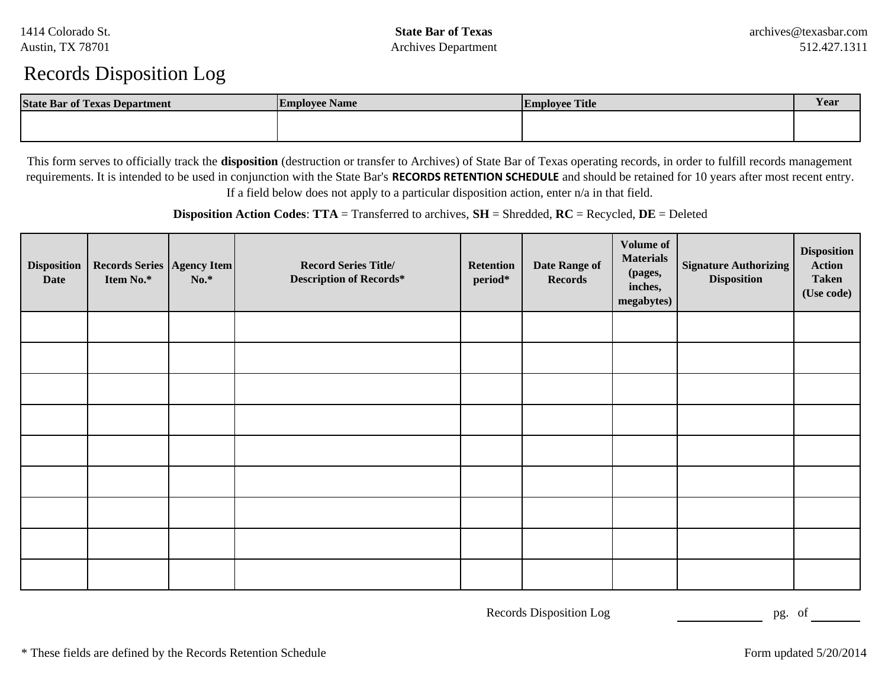1414 Colorado St.
Austin, TX 78701

**State Bar of Texas**
Archives Department

archives@texasbar.com
512.427.1311

# Records Disposition Log

| State Bar of Texas Department | Employee Name | Employee Title | Year |
|---|---|---|---|
| | | | |

This form serves to officially track the **disposition** (destruction or transfer to Archives) of State Bar of Texas operating records, in order to fulfill records management requirements. It is intended to be used in conjunction with the State Bar's **RECORDS RETENTION SCHEDULE** and should be retained for 10 years after most recent entry. If a field below does not apply to a particular disposition action, enter n/a in that field.

**Disposition Action Codes**: **TTA** = Transferred to archives, **SH** = Shredded, **RC** = Recycled, **DE** = Deleted

| Disposition Date | Records Series Item No.* | Agency Item No.* | Record Series Title/ Description of Records* | Retention period* | Date Range of Records | Volume of Materials (pages, inches, megabytes) | Signature Authorizing Disposition | Disposition Action Taken (Use code) |
|---|---|---|---|---|---|---|---|---|
| | | | | | | | | |
| | | | | | | | | |
| | | | | | | | | |
| | | | | | | | | |
| | | | | | | | | |
| | | | | | | | | |
| | | | | | | | | |
| | | | | | | | | |
| | | | | | | | | |

Records Disposition Log ____________ pg. of ________

* These fields are defined by the Records Retention Schedule

Form updated 5/20/2014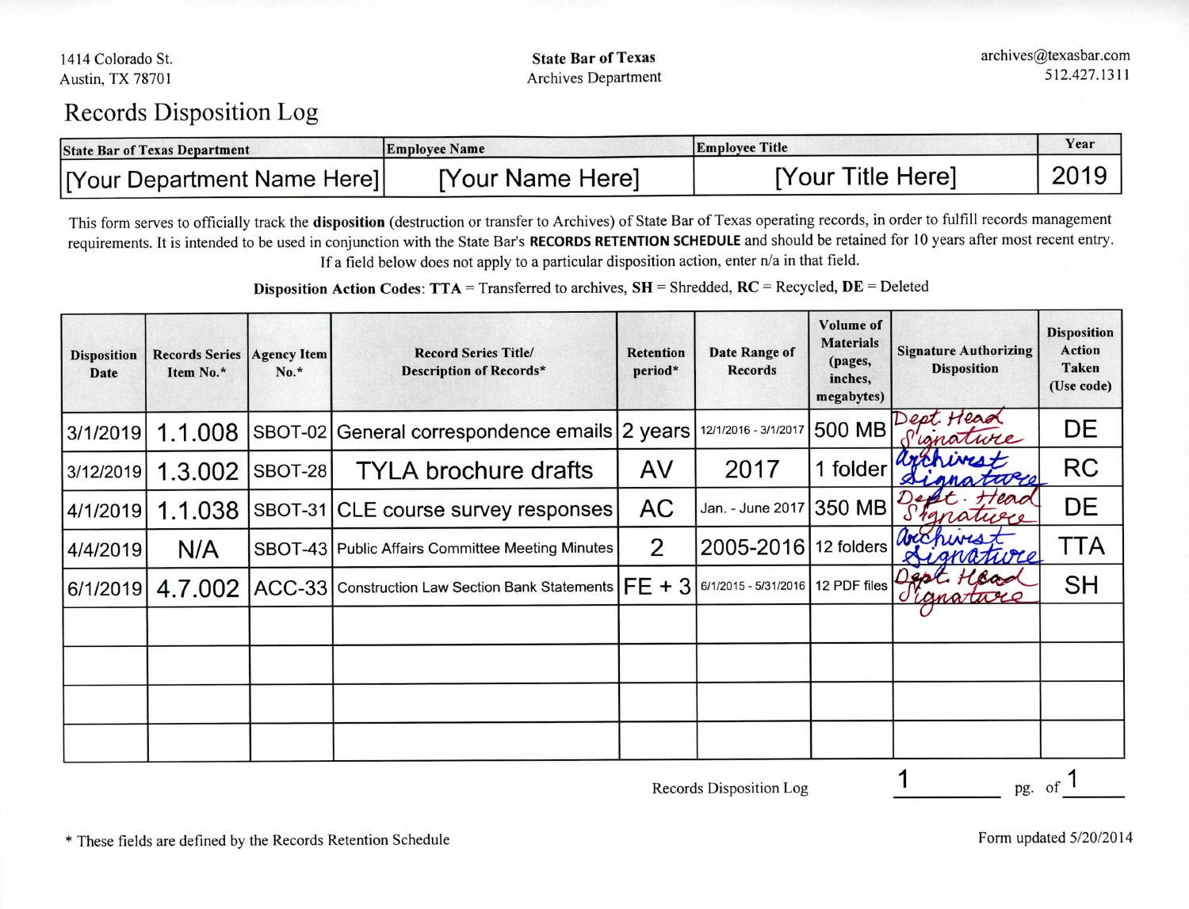1414 Colorado St.
Austin, TX 78701

**State Bar of Texas**
Archives Department

archives@texasbar.com
512.427.1311

# Records Disposition Log

| State Bar of Texas Department | Employee Name | Employee Title | Year |
|---|---|---|---|
| [Your Department Name Here] | [Your Name Here] | [Your Title Here] | 2019 |

This form serves to officially track the **disposition** (destruction or transfer to Archives) of State Bar of Texas operating records, in order to fulfill records management requirements. It is intended to be used in conjunction with the State Bar's **RECORDS RETENTION SCHEDULE** and should be retained for 10 years after most recent entry. If a field below does not apply to a particular disposition action, enter n/a in that field.

**Disposition Action Codes**: **TTA** = Transferred to archives, **SH** = Shredded, **RC** = Recycled, **DE** = Deleted

| Disposition Date | Records Series Item No.* | Agency Item No.* | Record Series Title/ Description of Records* | Retention period* | Date Range of Records | Volume of Materials (pages, inches, megabytes) | Signature Authorizing Disposition | Disposition Action Taken (Use code) |
|---|---|---|---|---|---|---|---|---|
| 3/1/2019 | 1.1.008 | SBOT-02 | General correspondence emails | 2 years | 12/1/2016 - 3/1/2017 | 500 MB | Dept. Head Signature | DE |
| 3/12/2019 | 1.3.002 | SBOT-28 | TYLA brochure drafts | AV | 2017 | 1 folder | Archivist Signature | RC |
| 4/1/2019 | 1.1.038 | SBOT-31 | CLE course survey responses | AC | Jan. - June 2017 | 350 MB | Dept. Head Signature | DE |
| 4/4/2019 | N/A | SBOT-43 | Public Affairs Committee Meeting Minutes | 2 | 2005-2016 | 12 folders | Archivist Signature | TTA |
| 6/1/2019 | 4.7.002 | ACC-33 | Construction Law Section Bank Statements | FE + 3 | 6/1/2015 - 5/31/2016 | 12 PDF files | Dept. Head Signature | SH |
| | | | | | | | | |
| | | | | | | | | |
| | | | | | | | | |
| | | | | | | | | |

Records Disposition Log 1 pg. of 1

\* These fields are defined by the Records Retention Schedule

Form updated 5/20/2014